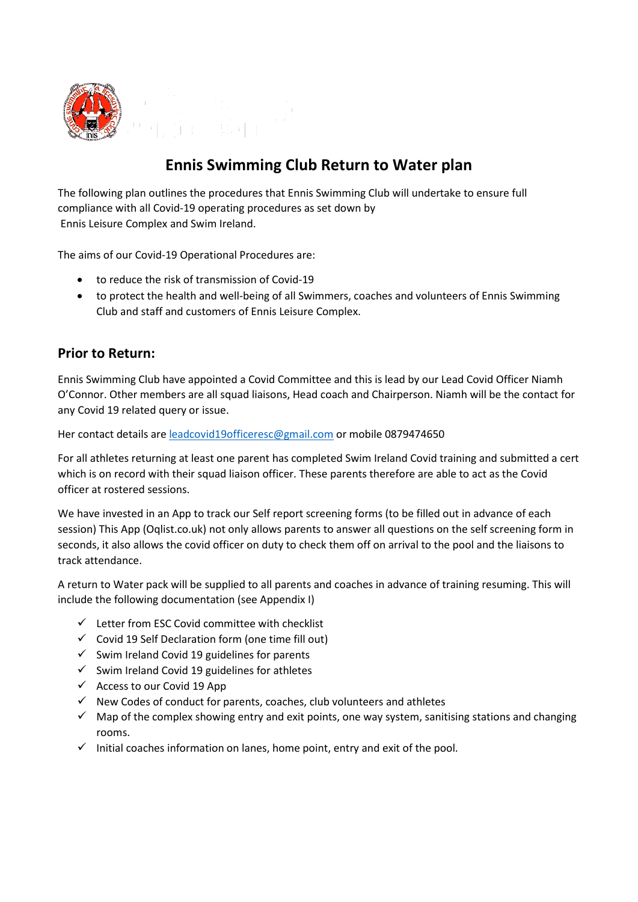# Ennis Swimming Club Return to Water plan

The following plan outlines the procedures that Ennis Swimming Club will undertake to ensure full compliance with all Covid-19 operating procedures as set down by Ennis Leisure Complex and Swim Ireland.

The aims of our Covid-19 Operational Procedures are:

- to reduce the risk of transmission of Covid-19
- to protect the health and well-being of all Swimmers, coaches and volunteers of Ennis Swimming Club and staff and customers of Ennis Leisure Complex.

## Prior to Return:

Ennis Swimming Club have appointed a Covid Committee and this is lead by our Lead Covid Officer Niamh O'Connor. Other members are all squad liaisons, Head coach and Chairperson. Niamh will be the contact for any Covid 19 related query or issue.

Her contact details are leadcovid19officeresc@gmail.com or mobile 0879474650

For all athletes returning at least one parent has completed Swim Ireland Covid training and submitted a cert which is on record with their squad liaison officer. These parents therefore are able to act as the Covid officer at rostered sessions.

We have invested in an App to track our Self report screening forms (to be filled out in advance of each session) This App (Oqlist.co.uk) not only allows parents to answer all questions on the self screening form in seconds, it also allows the covid officer on duty to check them off on arrival to the pool and the liaisons to track attendance.

A return to Water pack will be supplied to all parents and coaches in advance of training resuming. This will include the following documentation (see Appendix I)

- ✓ Letter from ESC Covid committee with checklist
- ✓ Covid 19 Self Declaration form (one time fill out)
- ✓ Swim Ireland Covid 19 guidelines for parents
- ✓ Swim Ireland Covid 19 guidelines for athletes
- ✓ Access to our Covid 19 App
- ✓ New Codes of conduct for parents, coaches, club volunteers and athletes
- ✓ Map of the complex showing entry and exit points, one way system, sanitising stations and changing rooms.
- ✓ Initial coaches information on lanes, home point, entry and exit of the pool.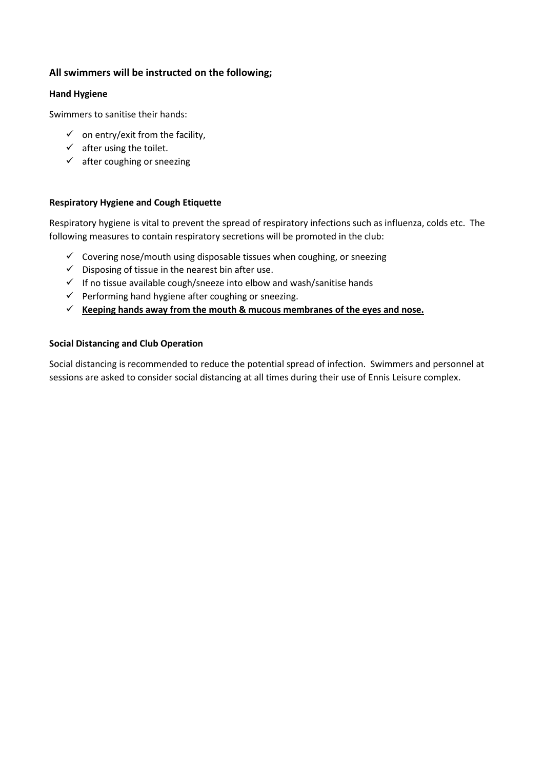## All swimmers will be instructed on the following;

### Hand Hygiene

Swimmers to sanitise their hands:

- ✓ on entry/exit from the facility,
- ✓ after using the toilet.
- ✓ after coughing or sneezing

### Respiratory Hygiene and Cough Etiquette

Respiratory hygiene is vital to prevent the spread of respiratory infections such as influenza, colds etc. The following measures to contain respiratory secretions will be promoted in the club:

- ✓ Covering nose/mouth using disposable tissues when coughing, or sneezing
- ✓ Disposing of tissue in the nearest bin after use.
- ✓ If no tissue available cough/sneeze into elbow and wash/sanitise hands
- ✓ Performing hand hygiene after coughing or sneezing.
- ✓ <u>**Keeping hands away from the mouth & mucous membranes of the eyes and nose.**</u>

### Social Distancing and Club Operation

Social distancing is recommended to reduce the potential spread of infection. Swimmers and personnel at sessions are asked to consider social distancing at all times during their use of Ennis Leisure complex.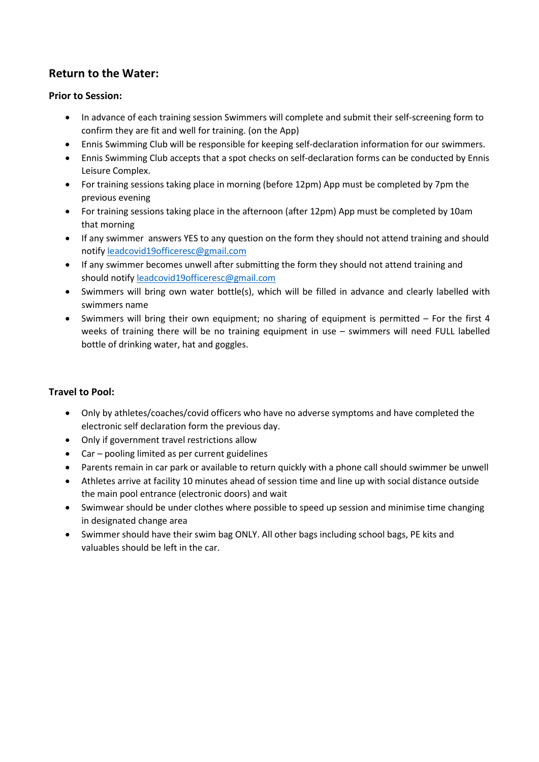## Return to the Water:

### Prior to Session:

- In advance of each training session Swimmers will complete and submit their self-screening form to confirm they are fit and well for training. (on the App)
- Ennis Swimming Club will be responsible for keeping self-declaration information for our swimmers.
- Ennis Swimming Club accepts that a spot checks on self-declaration forms can be conducted by Ennis Leisure Complex.
- For training sessions taking place in morning (before 12pm) App must be completed by 7pm the previous evening
- For training sessions taking place in the afternoon (after 12pm) App must be completed by 10am that morning
- If any swimmer answers YES to any question on the form they should not attend training and should notify [leadcovid19officeresc@gmail.com](mailto:leadcovid19officeresc@gmail.com)
- If any swimmer becomes unwell after submitting the form they should not attend training and should notify [leadcovid19officeresc@gmail.com](mailto:leadcovid19officeresc@gmail.com)
- Swimmers will bring own water bottle(s), which will be filled in advance and clearly labelled with swimmers name
- Swimmers will bring their own equipment; no sharing of equipment is permitted – For the first 4 weeks of training there will be no training equipment in use – swimmers will need FULL labelled bottle of drinking water, hat and goggles.

### Travel to Pool:

- Only by athletes/coaches/covid officers who have no adverse symptoms and have completed the electronic self declaration form the previous day.
- Only if government travel restrictions allow
- Car – pooling limited as per current guidelines
- Parents remain in car park or available to return quickly with a phone call should swimmer be unwell
- Athletes arrive at facility 10 minutes ahead of session time and line up with social distance outside the main pool entrance (electronic doors) and wait
- Swimwear should be under clothes where possible to speed up session and minimise time changing in designated change area
- Swimmer should have their swim bag ONLY. All other bags including school bags, PE kits and valuables should be left in the car.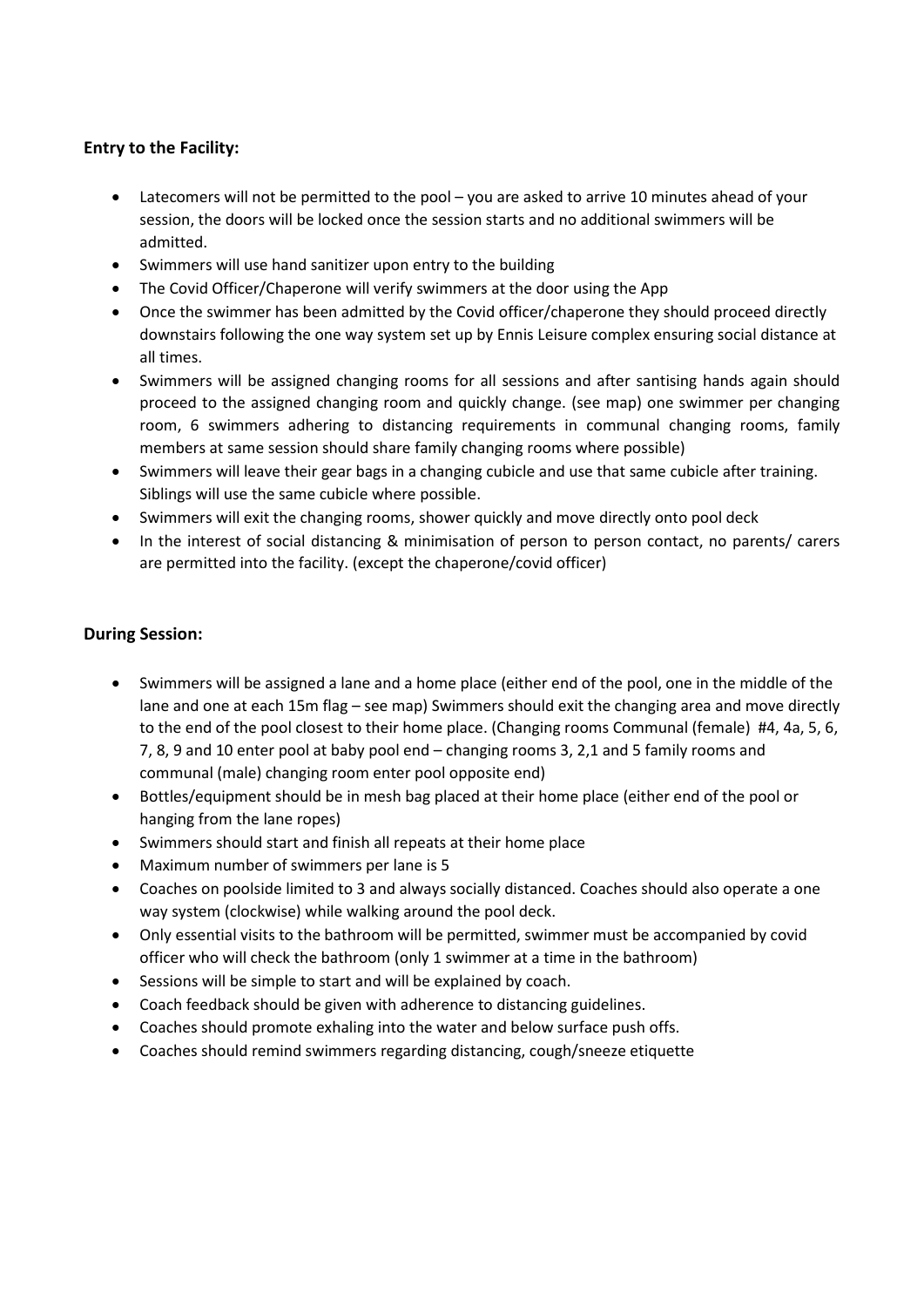**Entry to the Facility:**

- Latecomers will not be permitted to the pool – you are asked to arrive 10 minutes ahead of your session, the doors will be locked once the session starts and no additional swimmers will be admitted.
- Swimmers will use hand sanitizer upon entry to the building
- The Covid Officer/Chaperone will verify swimmers at the door using the App
- Once the swimmer has been admitted by the Covid officer/chaperone they should proceed directly downstairs following the one way system set up by Ennis Leisure complex ensuring social distance at all times.
- Swimmers will be assigned changing rooms for all sessions and after santising hands again should proceed to the assigned changing room and quickly change. (see map) one swimmer per changing room, 6 swimmers adhering to distancing requirements in communal changing rooms, family members at same session should share family changing rooms where possible)
- Swimmers will leave their gear bags in a changing cubicle and use that same cubicle after training. Siblings will use the same cubicle where possible.
- Swimmers will exit the changing rooms, shower quickly and move directly onto pool deck
- In the interest of social distancing & minimisation of person to person contact, no parents/ carers are permitted into the facility. (except the chaperone/covid officer)

**During Session:**

- Swimmers will be assigned a lane and a home place (either end of the pool, one in the middle of the lane and one at each 15m flag – see map) Swimmers should exit the changing area and move directly to the end of the pool closest to their home place. (Changing rooms Communal (female) #4, 4a, 5, 6, 7, 8, 9 and 10 enter pool at baby pool end – changing rooms 3, 2,1 and 5 family rooms and communal (male) changing room enter pool opposite end)
- Bottles/equipment should be in mesh bag placed at their home place (either end of the pool or hanging from the lane ropes)
- Swimmers should start and finish all repeats at their home place
- Maximum number of swimmers per lane is 5
- Coaches on poolside limited to 3 and always socially distanced. Coaches should also operate a one way system (clockwise) while walking around the pool deck.
- Only essential visits to the bathroom will be permitted, swimmer must be accompanied by covid officer who will check the bathroom (only 1 swimmer at a time in the bathroom)
- Sessions will be simple to start and will be explained by coach.
- Coach feedback should be given with adherence to distancing guidelines.
- Coaches should promote exhaling into the water and below surface push offs.
- Coaches should remind swimmers regarding distancing, cough/sneeze etiquette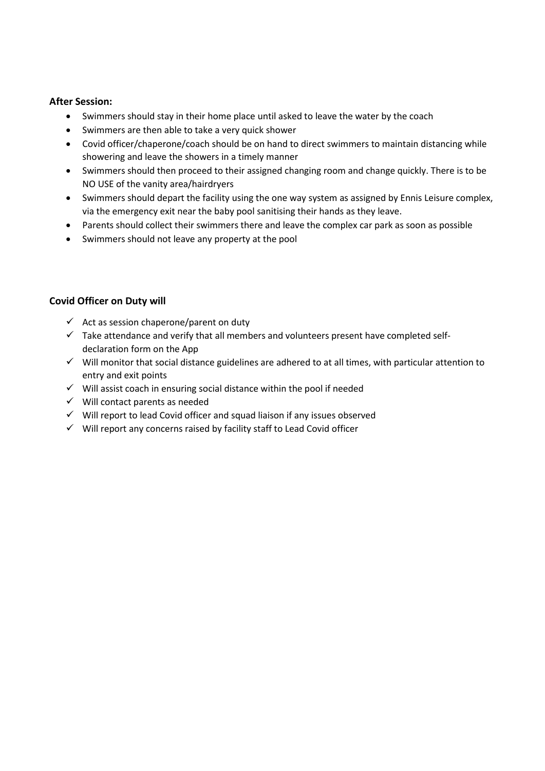**After Session:**

- Swimmers should stay in their home place until asked to leave the water by the coach
- Swimmers are then able to take a very quick shower
- Covid officer/chaperone/coach should be on hand to direct swimmers to maintain distancing while showering and leave the showers in a timely manner
- Swimmers should then proceed to their assigned changing room and change quickly. There is to be NO USE of the vanity area/hairdryers
- Swimmers should depart the facility using the one way system as assigned by Ennis Leisure complex, via the emergency exit near the baby pool sanitising their hands as they leave.
- Parents should collect their swimmers there and leave the complex car park as soon as possible
- Swimmers should not leave any property at the pool

**Covid Officer on Duty will**

- ✓ Act as session chaperone/parent on duty
- ✓ Take attendance and verify that all members and volunteers present have completed self-declaration form on the App
- ✓ Will monitor that social distance guidelines are adhered to at all times, with particular attention to entry and exit points
- ✓ Will assist coach in ensuring social distance within the pool if needed
- ✓ Will contact parents as needed
- ✓ Will report to lead Covid officer and squad liaison if any issues observed
- ✓ Will report any concerns raised by facility staff to Lead Covid officer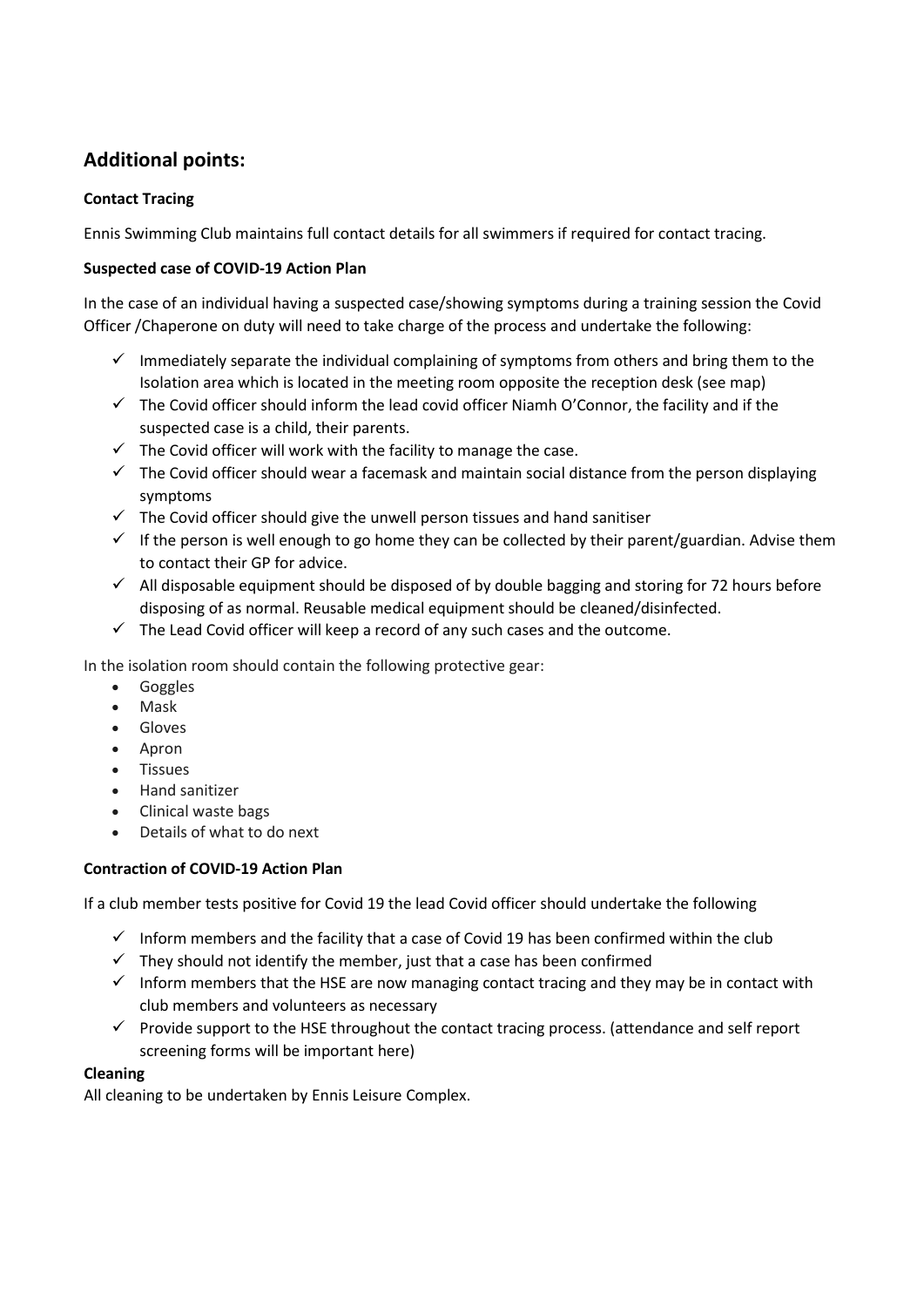## Additional points:

**Contact Tracing**

Ennis Swimming Club maintains full contact details for all swimmers if required for contact tracing.

**Suspected case of COVID-19 Action Plan**

In the case of an individual having a suspected case/showing symptoms during a training session the Covid Officer /Chaperone on duty will need to take charge of the process and undertake the following:

- ✓ Immediately separate the individual complaining of symptoms from others and bring them to the Isolation area which is located in the meeting room opposite the reception desk (see map)
- ✓ The Covid officer should inform the lead covid officer Niamh O'Connor, the facility and if the suspected case is a child, their parents.
- ✓ The Covid officer will work with the facility to manage the case.
- ✓ The Covid officer should wear a facemask and maintain social distance from the person displaying symptoms
- ✓ The Covid officer should give the unwell person tissues and hand sanitiser
- ✓ If the person is well enough to go home they can be collected by their parent/guardian. Advise them to contact their GP for advice.
- ✓ All disposable equipment should be disposed of by double bagging and storing for 72 hours before disposing of as normal. Reusable medical equipment should be cleaned/disinfected.
- ✓ The Lead Covid officer will keep a record of any such cases and the outcome.

In the isolation room should contain the following protective gear:

- Goggles
- Mask
- Gloves
- Apron
- Tissues
- Hand sanitizer
- Clinical waste bags
- Details of what to do next

**Contraction of COVID-19 Action Plan**

If a club member tests positive for Covid 19 the lead Covid officer should undertake the following

- ✓ Inform members and the facility that a case of Covid 19 has been confirmed within the club
- ✓ They should not identify the member, just that a case has been confirmed
- ✓ Inform members that the HSE are now managing contact tracing and they may be in contact with club members and volunteers as necessary
- ✓ Provide support to the HSE throughout the contact tracing process. (attendance and self report screening forms will be important here)

**Cleaning**

All cleaning to be undertaken by Ennis Leisure Complex.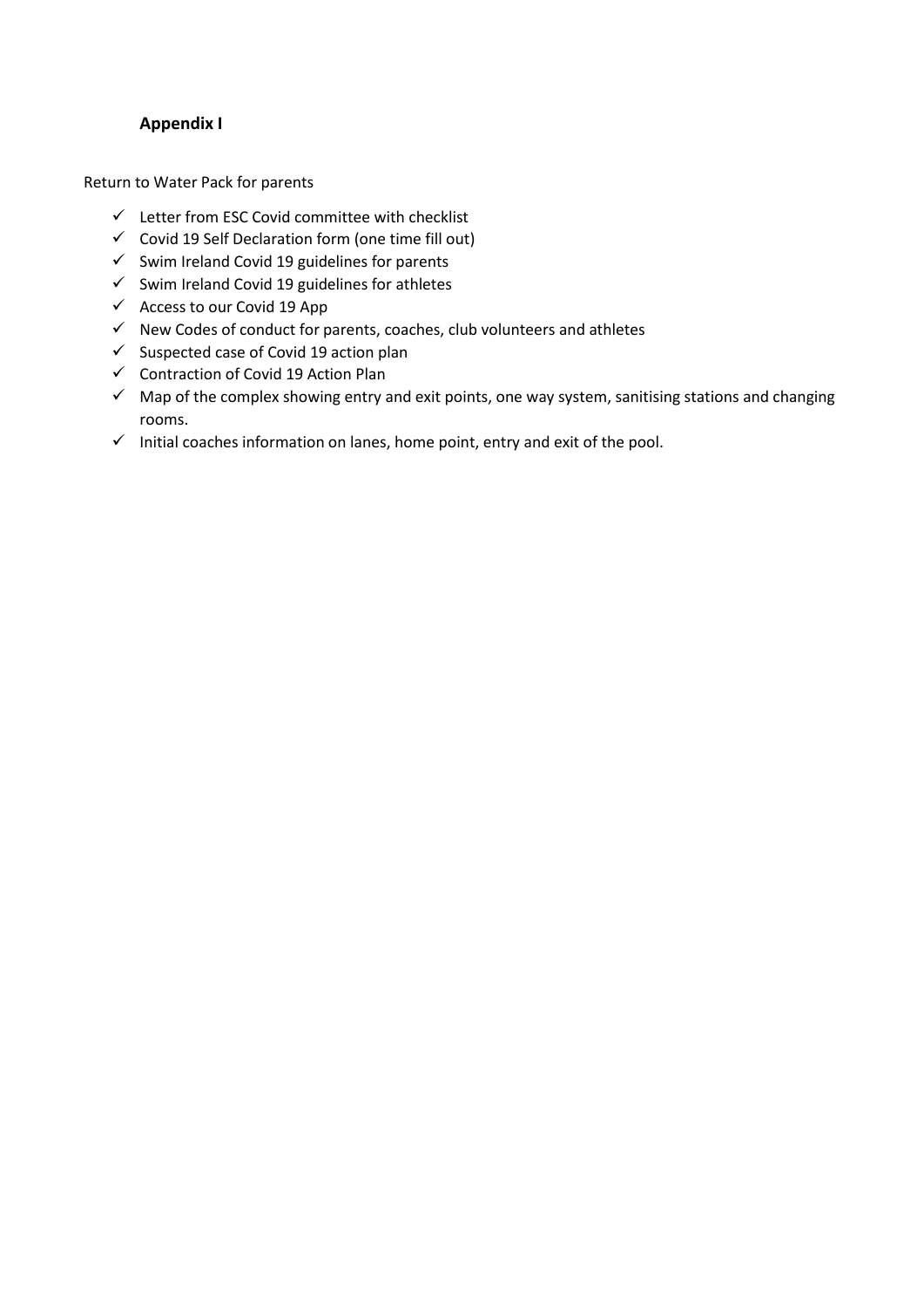## **Appendix I**

Return to Water Pack for parents

- ✓ Letter from ESC Covid committee with checklist
- ✓ Covid 19 Self Declaration form (one time fill out)
- ✓ Swim Ireland Covid 19 guidelines for parents
- ✓ Swim Ireland Covid 19 guidelines for athletes
- ✓ Access to our Covid 19 App
- ✓ New Codes of conduct for parents, coaches, club volunteers and athletes
- ✓ Suspected case of Covid 19 action plan
- ✓ Contraction of Covid 19 Action Plan
- ✓ Map of the complex showing entry and exit points, one way system, sanitising stations and changing rooms.
- ✓ Initial coaches information on lanes, home point, entry and exit of the pool.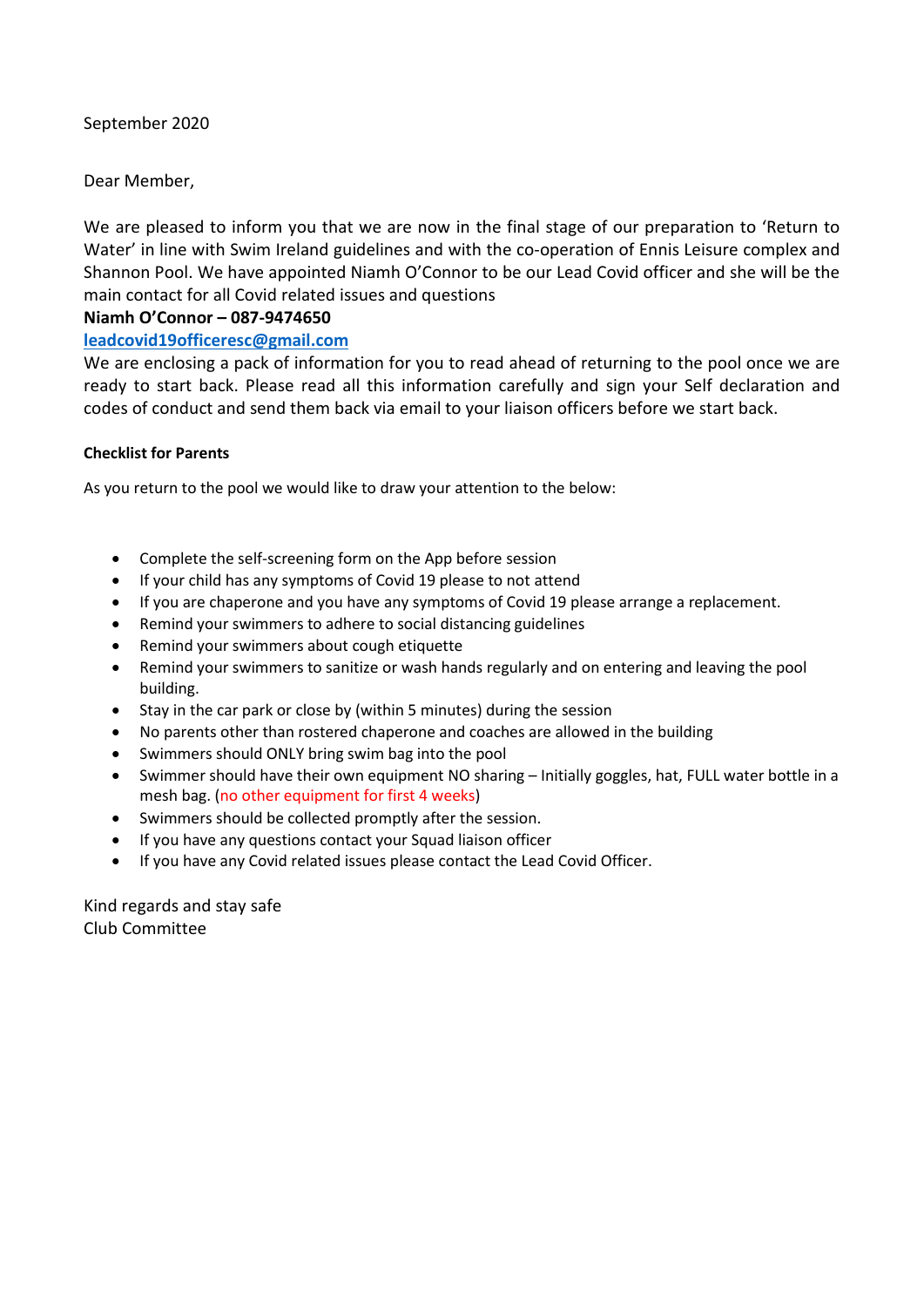September 2020

Dear Member,

We are pleased to inform you that we are now in the final stage of our preparation to 'Return to Water' in line with Swim Ireland guidelines and with the co-operation of Ennis Leisure complex and Shannon Pool. We have appointed Niamh O'Connor to be our Lead Covid officer and she will be the main contact for all Covid related issues and questions

**Niamh O'Connor – 087-9474650**

**[leadcovid19officeresc@gmail.com](mailto:leadcovid19officeresc@gmail.com)**

We are enclosing a pack of information for you to read ahead of returning to the pool once we are ready to start back. Please read all this information carefully and sign your Self declaration and codes of conduct and send them back via email to your liaison officers before we start back.

**Checklist for Parents**

As you return to the pool we would like to draw your attention to the below:

- Complete the self-screening form on the App before session
- If your child has any symptoms of Covid 19 please to not attend
- If you are chaperone and you have any symptoms of Covid 19 please arrange a replacement.
- Remind your swimmers to adhere to social distancing guidelines
- Remind your swimmers about cough etiquette
- Remind your swimmers to sanitize or wash hands regularly and on entering and leaving the pool building.
- Stay in the car park or close by (within 5 minutes) during the session
- No parents other than rostered chaperone and coaches are allowed in the building
- Swimmers should ONLY bring swim bag into the pool
- Swimmer should have their own equipment NO sharing – Initially goggles, hat, FULL water bottle in a mesh bag. (no other equipment for first 4 weeks)
- Swimmers should be collected promptly after the session.
- If you have any questions contact your Squad liaison officer
- If you have any Covid related issues please contact the Lead Covid Officer.

Kind regards and stay safe
Club Committee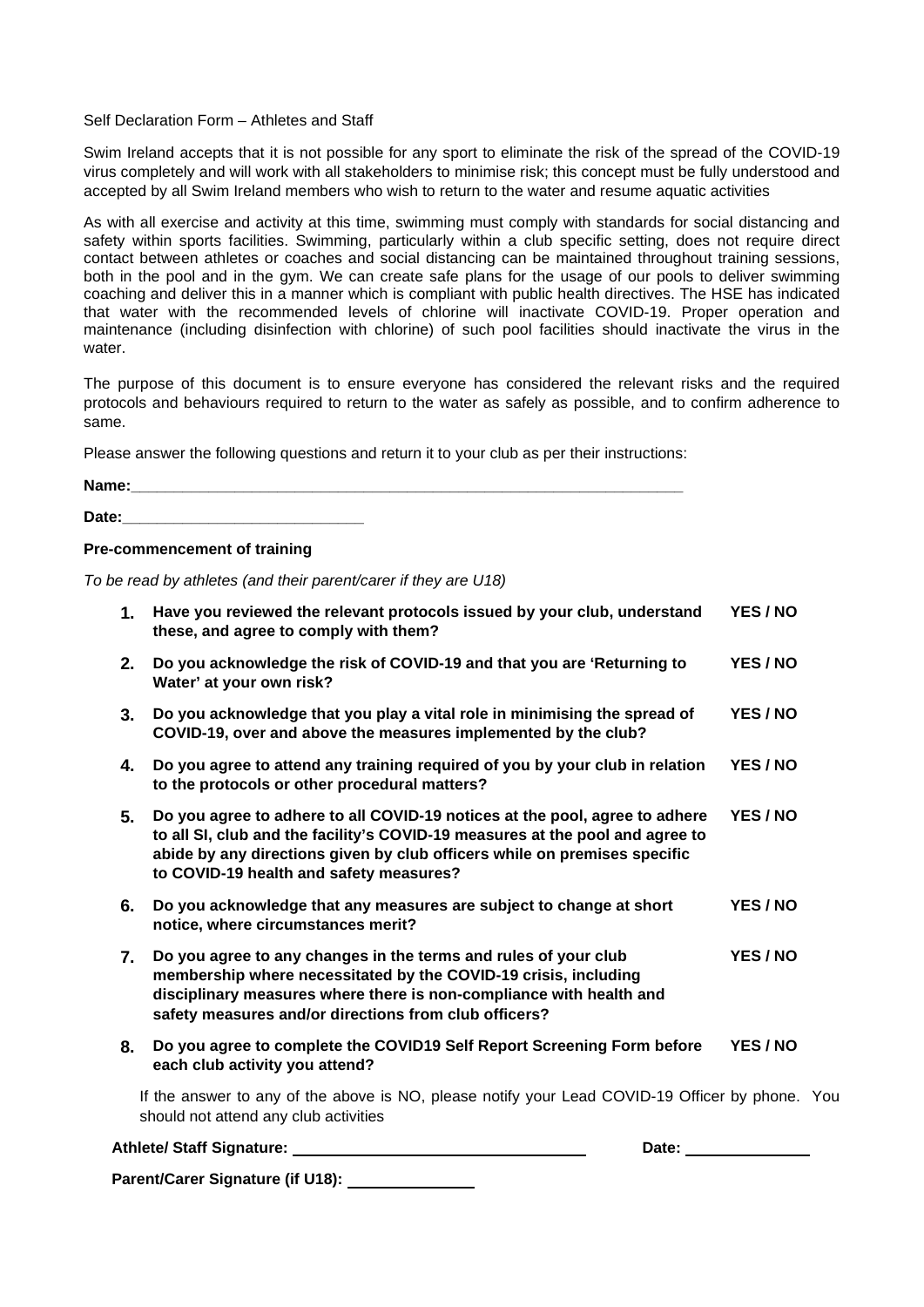Self Declaration Form – Athletes and Staff

Swim Ireland accepts that it is not possible for any sport to eliminate the risk of the spread of the COVID-19 virus completely and will work with all stakeholders to minimise risk; this concept must be fully understood and accepted by all Swim Ireland members who wish to return to the water and resume aquatic activities

As with all exercise and activity at this time, swimming must comply with standards for social distancing and safety within sports facilities. Swimming, particularly within a club specific setting, does not require direct contact between athletes or coaches and social distancing can be maintained throughout training sessions, both in the pool and in the gym. We can create safe plans for the usage of our pools to deliver swimming coaching and deliver this in a manner which is compliant with public health directives. The HSE has indicated that water with the recommended levels of chlorine will inactivate COVID-19. Proper operation and maintenance (including disinfection with chlorine) of such pool facilities should inactivate the virus in the water.

The purpose of this document is to ensure everyone has considered the relevant risks and the required protocols and behaviours required to return to the water as safely as possible, and to confirm adherence to same.

Please answer the following questions and return it to your club as per their instructions:

**Name:**\_\_\_\_\_\_\_\_\_\_\_\_\_\_\_\_\_\_\_\_\_\_\_\_\_\_\_\_\_\_\_\_\_\_\_\_\_\_\_\_\_\_\_\_\_\_\_\_\_\_\_\_\_\_\_\_\_\_\_\_\_\_

**Date:**\_\_\_\_\_\_\_\_\_\_\_\_\_\_\_\_\_\_\_\_\_\_\_\_\_\_\_

**Pre-commencement of training**

*To be read by athletes (and their parent/carer if they are U18)*

1. **Have you reviewed the relevant protocols issued by your club, understand these, and agree to comply with them?** **YES / NO**
2. **Do you acknowledge the risk of COVID-19 and that you are 'Returning to Water' at your own risk?** **YES / NO**
3. **Do you acknowledge that you play a vital role in minimising the spread of COVID-19, over and above the measures implemented by the club?** **YES / NO**
4. **Do you agree to attend any training required of you by your club in relation to the protocols or other procedural matters?** **YES / NO**
5. **Do you agree to adhere to all COVID-19 notices at the pool, agree to adhere to all SI, club and the facility's COVID-19 measures at the pool and agree to abide by any directions given by club officers while on premises specific to COVID-19 health and safety measures?** **YES / NO**
6. **Do you acknowledge that any measures are subject to change at short notice, where circumstances merit?** **YES / NO**
7. **Do you agree to any changes in the terms and rules of your club membership where necessitated by the COVID-19 crisis, including disciplinary measures where there is non-compliance with health and safety measures and/or directions from club officers?** **YES / NO**
8. **Do you agree to complete the COVID19 Self Report Screening Form before each club activity you attend?** **YES / NO**

If the answer to any of the above is NO, please notify your Lead COVID-19 Officer by phone. You should not attend any club activities

**Athlete/ Staff Signature:** \_\_\_\_\_\_\_\_\_\_\_\_\_\_\_\_\_\_\_\_\_\_\_\_\_\_\_\_\_\_\_\_ **Date:** \_\_\_\_\_\_\_\_\_\_\_\_\_\_

**Parent/Carer Signature (if U18):** \_\_\_\_\_\_\_\_\_\_\_\_\_\_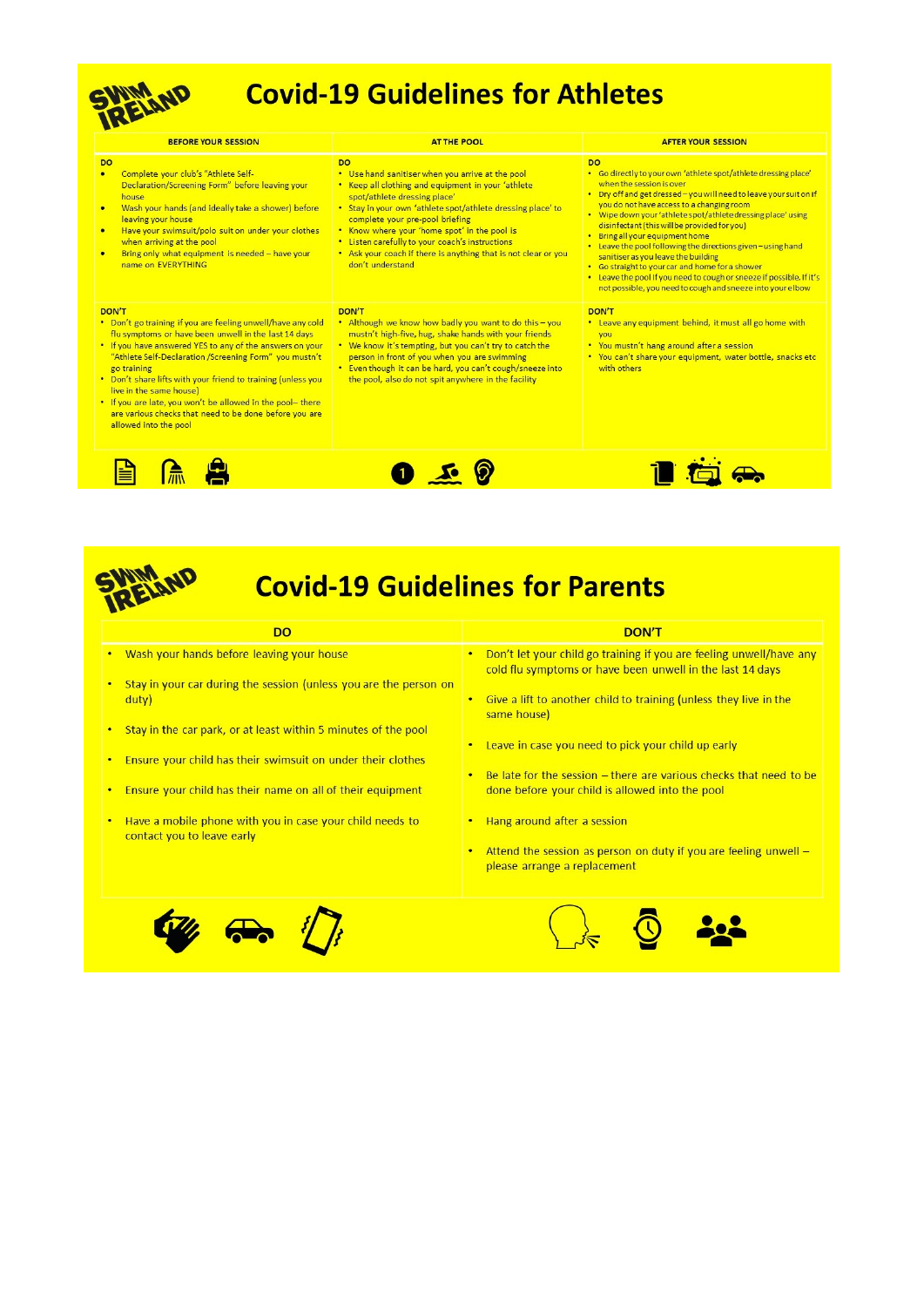# Covid-19 Guidelines for Athletes

| BEFORE YOUR SESSION | AT THE POOL | AFTER YOUR SESSION |
|---|---|---|
| **DO**<br>• Complete your club's "Athlete Self-Declaration/Screening Form" before leaving your house<br>• Wash your hands (and ideally take a shower) before leaving your house<br>• Have your swimsuit/polo suit on under your clothes when arriving at the pool<br>• Bring only what equipment is needed – have your name on EVERYTHING | **DO**<br>• Use hand sanitiser when you arrive at the pool<br>• Keep all clothing and equipment in your 'athlete spot/athlete dressing place'<br>• Stay in your own 'athlete spot/athlete dressing place' to complete your pre-pool briefing<br>• Know where your 'home spot' in the pool is<br>• Listen carefully to your coach's instructions<br>• Ask your coach if there is anything that is not clear or you don't understand | **DO**<br>• Go directly to your own 'athlete spot/athlete dressing place' when the session is over<br>• Dry off and get dressed – you will need to leave your suit on if you do not have access to a changing room<br>• Wipe down your 'athlete spot/athlete dressing place' using disinfectant (this will be provided for you)<br>• Bring all your equipment home<br>• Leave the pool following the directions given – using hand sanitiser as you leave the building<br>• Go straight to your car and home for a shower<br>• Leave the pool if you need to cough or sneeze if possible. If it's not possible, you need to cough and sneeze into your elbow |
| **DON'T**<br>• Don't go training if you are feeling unwell/have any cold flu symptoms or have been unwell in the last 14 days<br>• If you have answered YES to any of the answers on your "Athlete Self-Declaration /Screening Form" you mustn't go training<br>• Don't share lifts with your friend to training (unless you live in the same house)<br>• If you are late, you won't be allowed in the pool– there are various checks that need to be done before you are allowed into the pool | **DON'T**<br>• Although we know how badly you want to do this – you mustn't high-five, hug, shake hands with your friends<br>• We know it's tempting, but you can't try to catch the person in front of you when you are swimming<br>• Even though it can be hard, you can't cough/sneeze into the pool, also do not spit anywhere in the facility | **DON'T**<br>• Leave any equipment behind, it must all go home with you<br>• You mustn't hang around after a session<br>• You can't share your equipment, water bottle, snacks etc with others |

# Covid-19 Guidelines for Parents

| DO | DON'T |
|---|---|
| • Wash your hands before leaving your house<br>• Stay in your car during the session (unless you are the person on duty)<br>• Stay in the car park, or at least within 5 minutes of the pool<br>• Ensure your child has their swimsuit on under their clothes<br>• Ensure your child has their name on all of their equipment<br>• Have a mobile phone with you in case your child needs to contact you to leave early | • Don't let your child go training if you are feeling unwell/have any cold flu symptoms or have been unwell in the last 14 days<br>• Give a lift to another child to training (unless they live in the same house)<br>• Leave in case you need to pick your child up early<br>• Be late for the session – there are various checks that need to be done before your child is allowed into the pool<br>• Hang around after a session<br>• Attend the session as person on duty if you are feeling unwell – please arrange a replacement |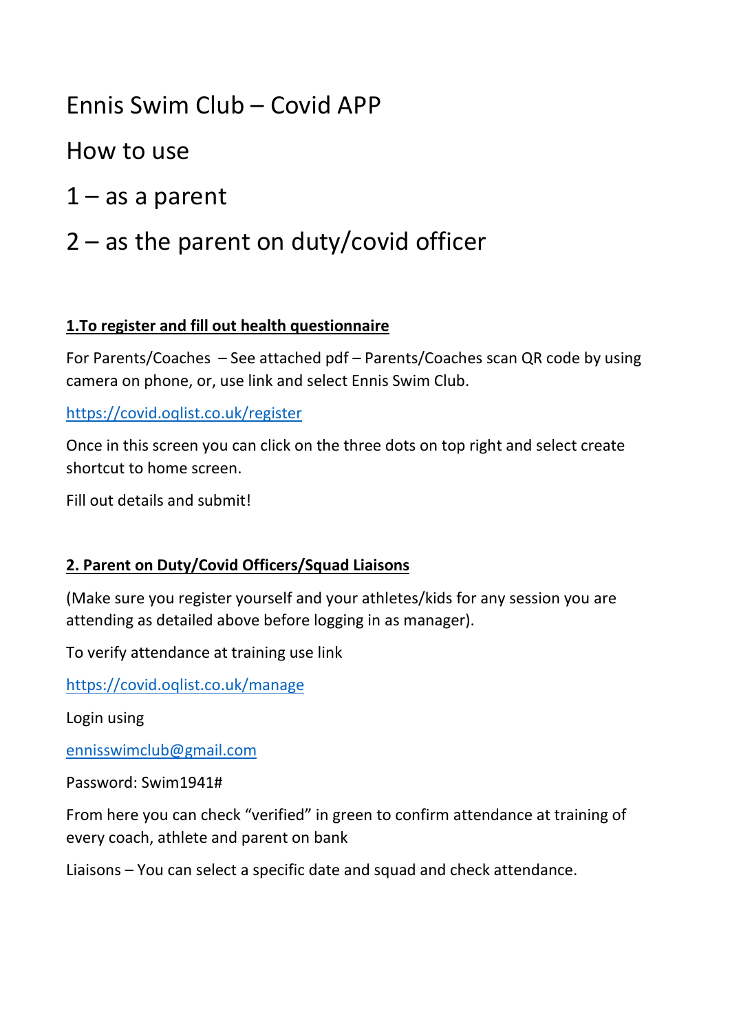# Ennis Swim Club – Covid APP

## How to use

## 1 – as a parent

## 2 – as the parent on duty/covid officer

**<u>1.To register and fill out health questionnaire</u>**

For Parents/Coaches – See attached pdf – Parents/Coaches scan QR code by using camera on phone, or, use link and select Ennis Swim Club.

[https://covid.oqlist.co.uk/register](https://covid.oqlist.co.uk/register)

Once in this screen you can click on the three dots on top right and select create shortcut to home screen.

Fill out details and submit!

**<u>2. Parent on Duty/Covid Officers/Squad Liaisons</u>**

(Make sure you register yourself and your athletes/kids for any session you are attending as detailed above before logging in as manager).

To verify attendance at training use link

[https://covid.oqlist.co.uk/manage](https://covid.oqlist.co.uk/manage)

Login using

[ennisswimclub@gmail.com](mailto:ennisswimclub@gmail.com)

Password: Swim1941#

From here you can check "verified" in green to confirm attendance at training of every coach, athlete and parent on bank

Liaisons – You can select a specific date and squad and check attendance.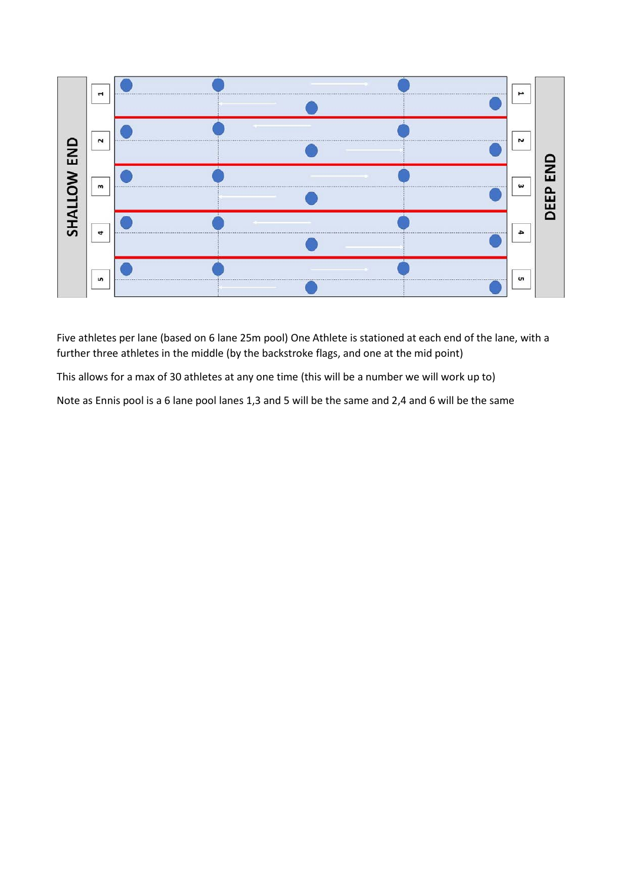SHALLOW END

DEEP END

1
2
3
4
5

1
2
3
4
5

Five athletes per lane (based on 6 lane 25m pool) One Athlete is stationed at each end of the lane, with a further three athletes in the middle (by the backstroke flags, and one at the mid point)

This allows for a max of 30 athletes at any one time (this will be a number we will work up to)

Note as Ennis pool is a 6 lane pool lanes 1,3 and 5 will be the same and 2,4 and 6 will be the same